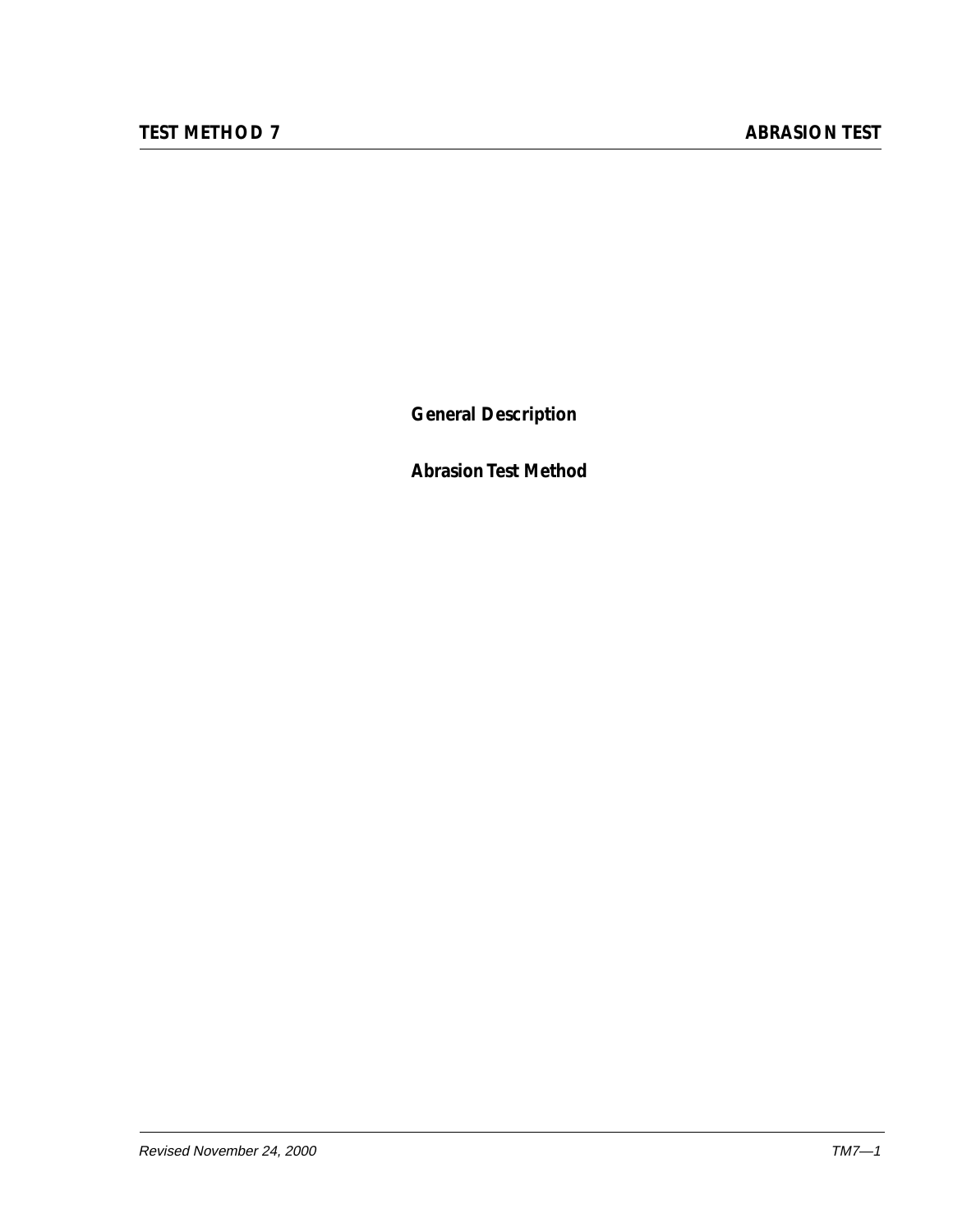# TEST METHOD 7 ABRASION TEST

**General Description**

**Abrasion Test Method**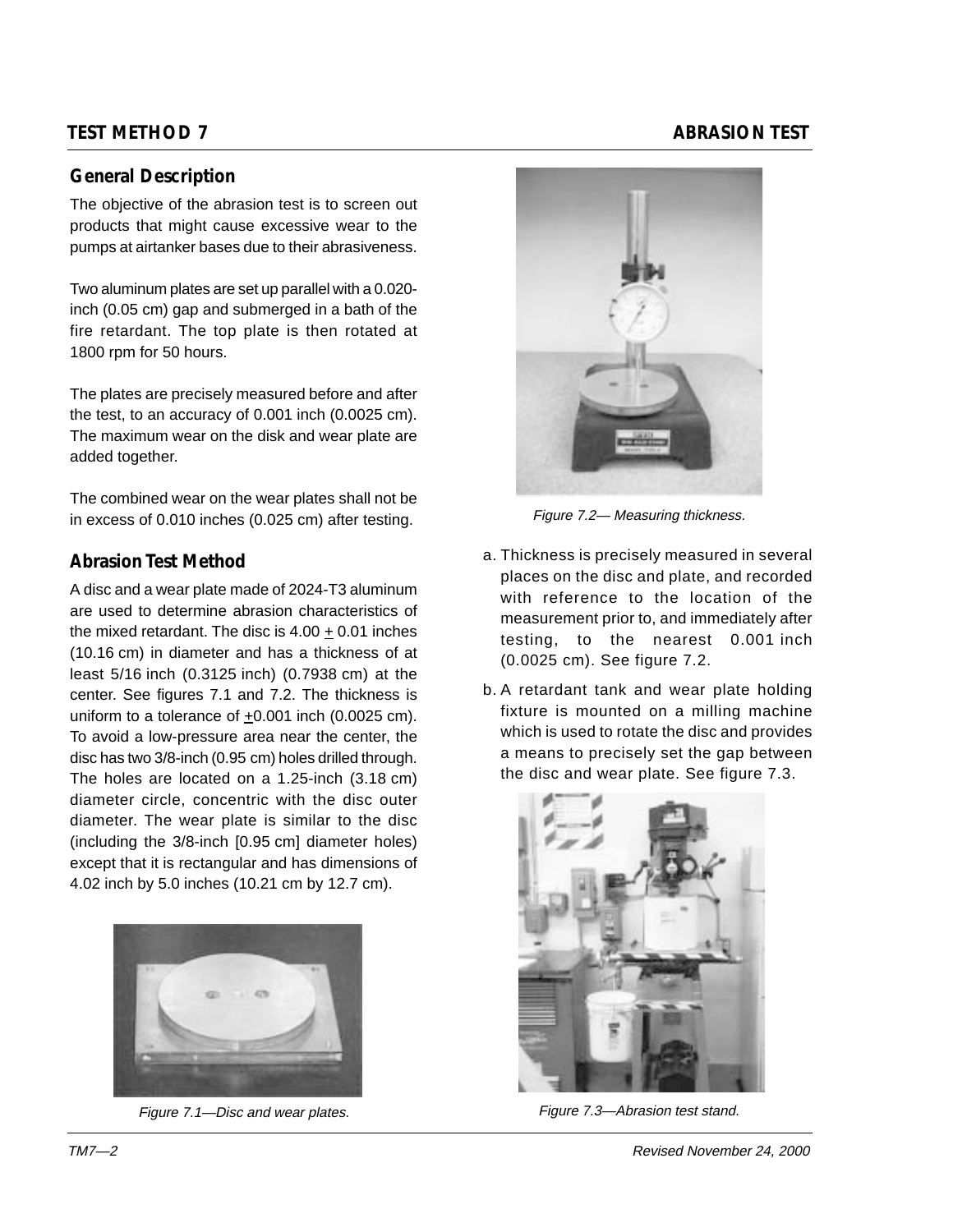## TEST METHOD 7 ABRASION TEST

### General Description

The objective of the abrasion test is to screen out products that might cause excessive wear to the pumps at airtanker bases due to their abrasiveness.

Two aluminum plates are set up parallel with a 0.020-inch (0.05 cm) gap and submerged in a bath of the fire retardant. The top plate is then rotated at 1800 rpm for 50 hours.

The plates are precisely measured before and after the test, to an accuracy of 0.001 inch (0.0025 cm). The maximum wear on the disk and wear plate are added together.

The combined wear on the wear plates shall not be in excess of 0.010 inches (0.025 cm) after testing.

### Abrasion Test Method

A disc and a wear plate made of 2024-T3 aluminum are used to determine abrasion characteristics of the mixed retardant. The disc is 4.00 ± 0.01 inches (10.16 cm) in diameter and has a thickness of at least 5/16 inch (0.3125 inch) (0.7938 cm) at the center. See figures 7.1 and 7.2. The thickness is uniform to a tolerance of ±0.001 inch (0.0025 cm). To avoid a low-pressure area near the center, the disc has two 3/8-inch (0.95 cm) holes drilled through. The holes are located on a 1.25-inch (3.18 cm) diameter circle, concentric with the disc outer diameter. The wear plate is similar to the disc (including the 3/8-inch [0.95 cm] diameter holes) except that it is rectangular and has dimensions of 4.02 inch by 5.0 inches (10.21 cm by 12.7 cm).

*Figure 7.1—Disc and wear plates.*

*Figure 7.2— Measuring thickness.*

a. Thickness is precisely measured in several places on the disc and plate, and recorded with reference to the location of the measurement prior to, and immediately after testing, to the nearest 0.001 inch (0.0025 cm). See figure 7.2.

b. A retardant tank and wear plate holding fixture is mounted on a milling machine which is used to rotate the disc and provides a means to precisely set the gap between the disc and wear plate. See figure 7.3.

*Figure 7.3—Abrasion test stand.*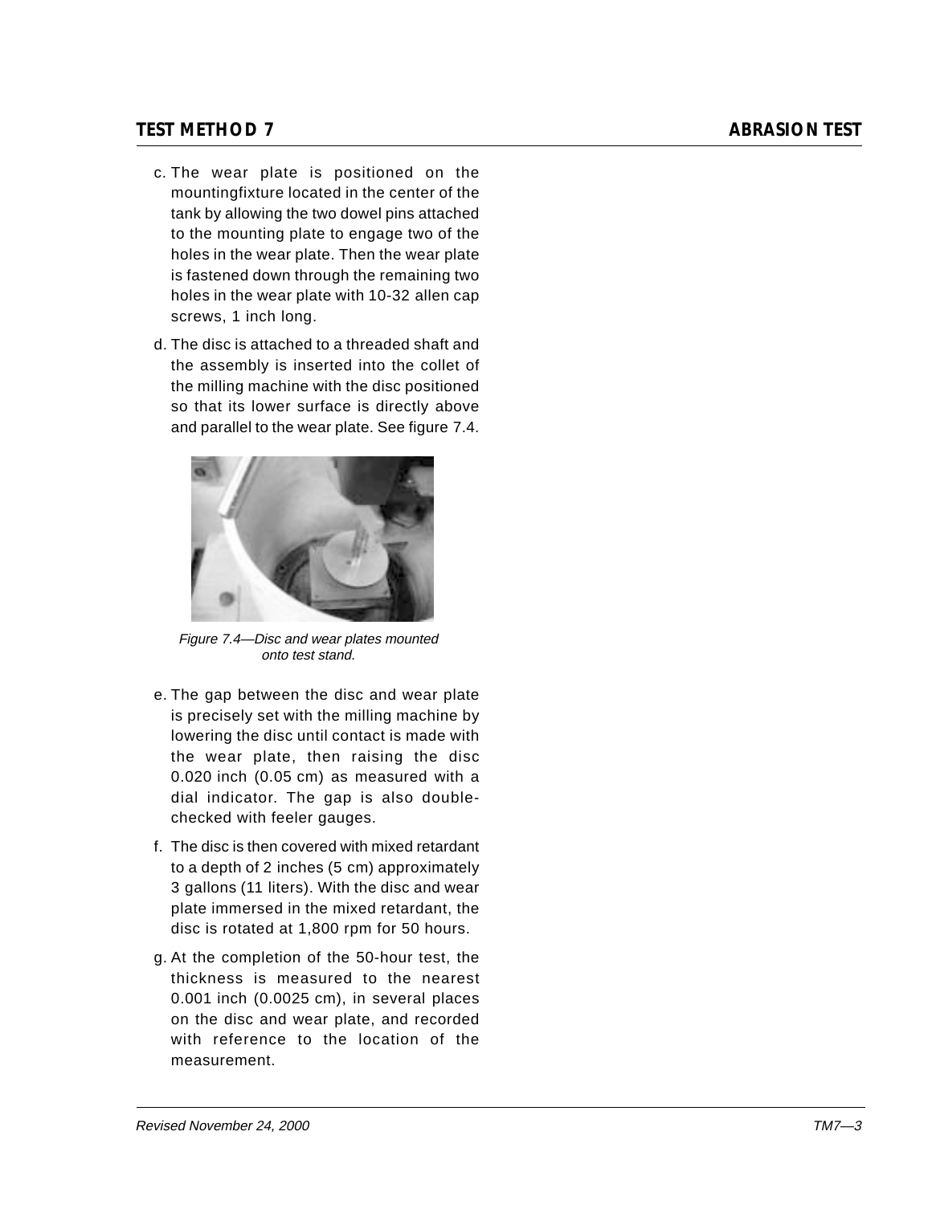c. The wear plate is positioned on the mountingfixture located in the center of the tank by allowing the two dowel pins attached to the mounting plate to engage two of the holes in the wear plate. Then the wear plate is fastened down through the remaining two holes in the wear plate with 10-32 allen cap screws, 1 inch long.

d. The disc is attached to a threaded shaft and the assembly is inserted into the collet of the milling machine with the disc positioned so that its lower surface is directly above and parallel to the wear plate. See figure 7.4.

*Figure 7.4—Disc and wear plates mounted onto test stand.*

e. The gap between the disc and wear plate is precisely set with the milling machine by lowering the disc until contact is made with the wear plate, then raising the disc 0.020 inch (0.05 cm) as measured with a dial indicator. The gap is also double-checked with feeler gauges.

f. The disc is then covered with mixed retardant to a depth of 2 inches (5 cm) approximately 3 gallons (11 liters). With the disc and wear plate immersed in the mixed retardant, the disc is rotated at 1,800 rpm for 50 hours.

g. At the completion of the 50-hour test, the thickness is measured to the nearest 0.001 inch (0.0025 cm), in several places on the disc and wear plate, and recorded with reference to the location of the measurement.